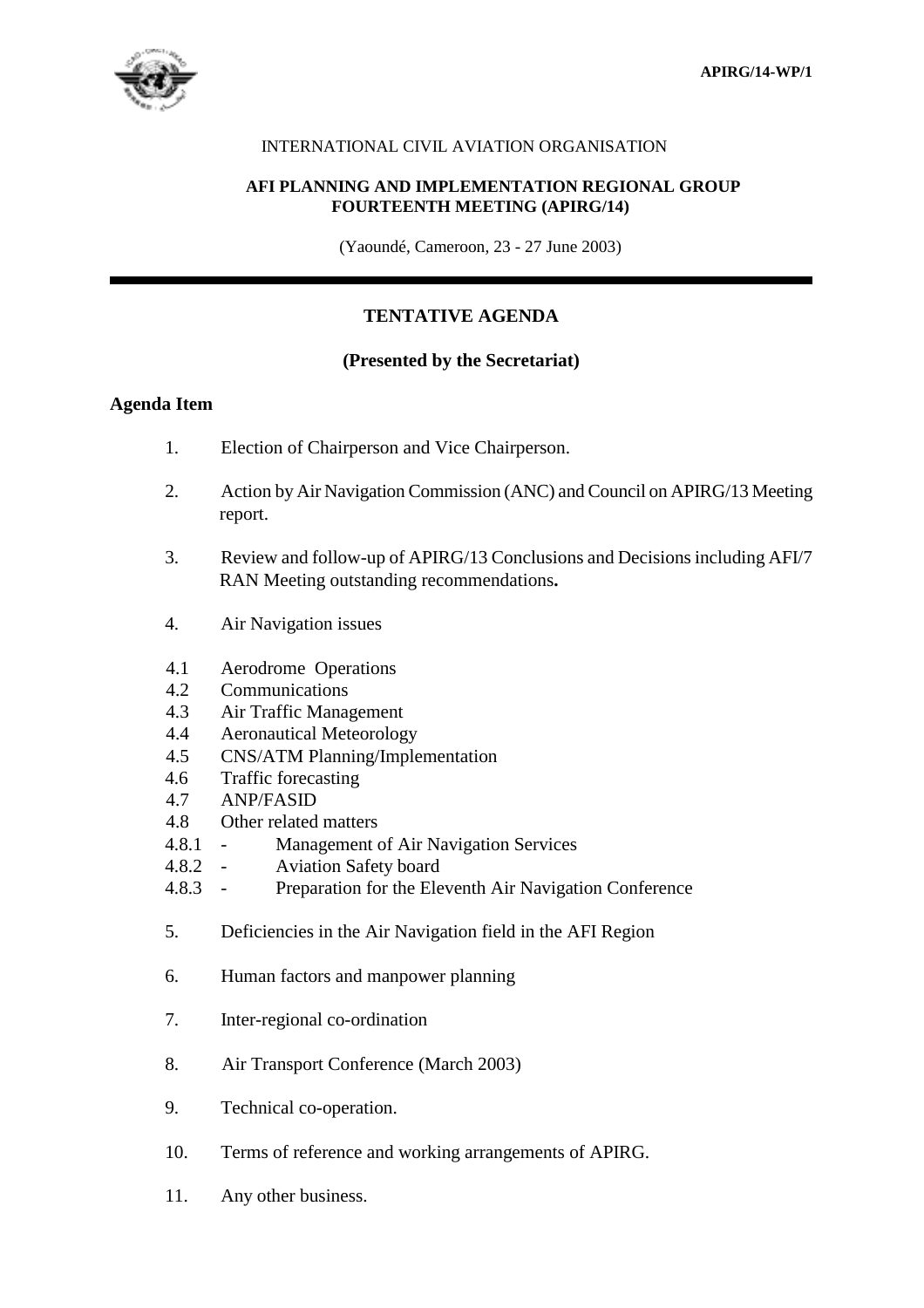APIRG/14-WP/1

INTERNATIONAL CIVIL AVIATION ORGANISATION

**AFI PLANNING AND IMPLEMENTATION REGIONAL GROUP**
**FOURTEENTH MEETING (APIRG/14)**

(Yaoundé, Cameroon, 23 - 27 June 2003)

---

## TENTATIVE AGENDA

**(Presented by the Secretariat)**

**Agenda Item**

1. Election of Chairperson and Vice Chairperson.

2. Action by Air Navigation Commission (ANC) and Council on APIRG/13 Meeting report.

3. Review and follow-up of APIRG/13 Conclusions and Decisions including AFI/7 RAN Meeting outstanding recommendations**.**

4. Air Navigation issues

 4.1 Aerodrome Operations
 4.2 Communications
 4.3 Air Traffic Management
 4.4 Aeronautical Meteorology
 4.5 CNS/ATM Planning/Implementation
 4.6 Traffic forecasting
 4.7 ANP/FASID
 4.8 Other related matters
 4.8.1 - Management of Air Navigation Services
 4.8.2 - Aviation Safety board
 4.8.3 - Preparation for the Eleventh Air Navigation Conference

5. Deficiencies in the Air Navigation field in the AFI Region

6. Human factors and manpower planning

7. Inter-regional co-ordination

8. Air Transport Conference (March 2003)

9. Technical co-operation.

10. Terms of reference and working arrangements of APIRG.

11. Any other business.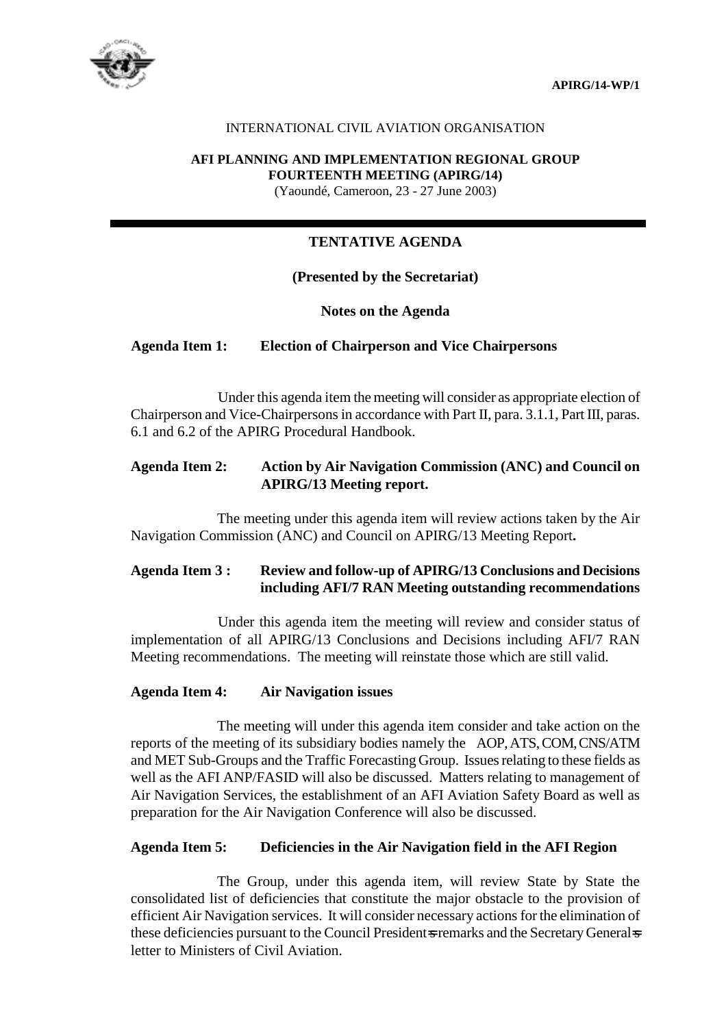APIRG/14-WP/1

INTERNATIONAL CIVIL AVIATION ORGANISATION

**AFI PLANNING AND IMPLEMENTATION REGIONAL GROUP**
**FOURTEENTH MEETING (APIRG/14)**
(Yaoundé, Cameroon, 23 - 27 June 2003)

---

## TENTATIVE AGENDA

**(Presented by the Secretariat)**

**Notes on the Agenda**

**Agenda Item 1: Election of Chairperson and Vice Chairpersons**

Under this agenda item the meeting will consider as appropriate election of Chairperson and Vice-Chairpersons in accordance with Part II, para. 3.1.1, Part III, paras. 6.1 and 6.2 of the APIRG Procedural Handbook.

**Agenda Item 2: Action by Air Navigation Commission (ANC) and Council on APIRG/13 Meeting report.**

The meeting under this agenda item will review actions taken by the Air Navigation Commission (ANC) and Council on APIRG/13 Meeting Report**.**

**Agenda Item 3 : Review and follow-up of APIRG/13 Conclusions and Decisions including AFI/7 RAN Meeting outstanding recommendations**

Under this agenda item the meeting will review and consider status of implementation of all APIRG/13 Conclusions and Decisions including AFI/7 RAN Meeting recommendations. The meeting will reinstate those which are still valid.

**Agenda Item 4: Air Navigation issues**

The meeting will under this agenda item consider and take action on the reports of the meeting of its subsidiary bodies namely the AOP, ATS, COM, CNS/ATM and MET Sub-Groups and the Traffic Forecasting Group. Issues relating to these fields as well as the AFI ANP/FASID will also be discussed. Matters relating to management of Air Navigation Services, the establishment of an AFI Aviation Safety Board as well as preparation for the Air Navigation Conference will also be discussed.

**Agenda Item 5: Deficiencies in the Air Navigation field in the AFI Region**

The Group, under this agenda item, will review State by State the consolidated list of deficiencies that constitute the major obstacle to the provision of efficient Air Navigation services. It will consider necessary actions for the elimination of these deficiencies pursuant to the Council President=s remarks and the Secretary General=s letter to Ministers of Civil Aviation.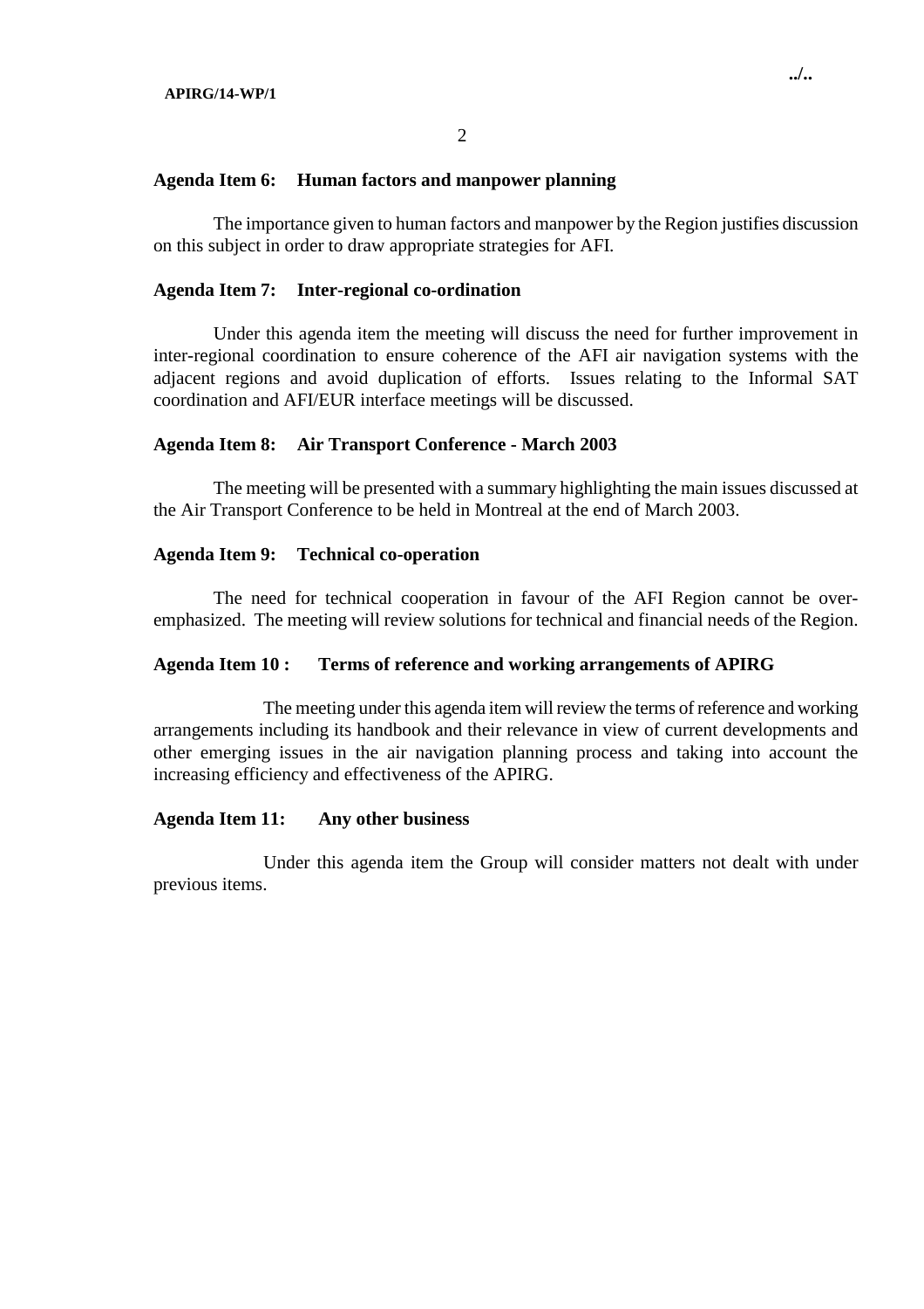**Agenda Item 6: Human factors and manpower planning**

The importance given to human factors and manpower by the Region justifies discussion on this subject in order to draw appropriate strategies for AFI.

**Agenda Item 7: Inter-regional co-ordination**

Under this agenda item the meeting will discuss the need for further improvement in inter-regional coordination to ensure coherence of the AFI air navigation systems with the adjacent regions and avoid duplication of efforts. Issues relating to the Informal SAT coordination and AFI/EUR interface meetings will be discussed.

**Agenda Item 8: Air Transport Conference - March 2003**

The meeting will be presented with a summary highlighting the main issues discussed at the Air Transport Conference to be held in Montreal at the end of March 2003.

**Agenda Item 9: Technical co-operation**

The need for technical cooperation in favour of the AFI Region cannot be over-emphasized. The meeting will review solutions for technical and financial needs of the Region.

**Agenda Item 10 : Terms of reference and working arrangements of APIRG**

The meeting under this agenda item will review the terms of reference and working arrangements including its handbook and their relevance in view of current developments and other emerging issues in the air navigation planning process and taking into account the increasing efficiency and effectiveness of the APIRG.

**Agenda Item 11: Any other business**

Under this agenda item the Group will consider matters not dealt with under previous items.